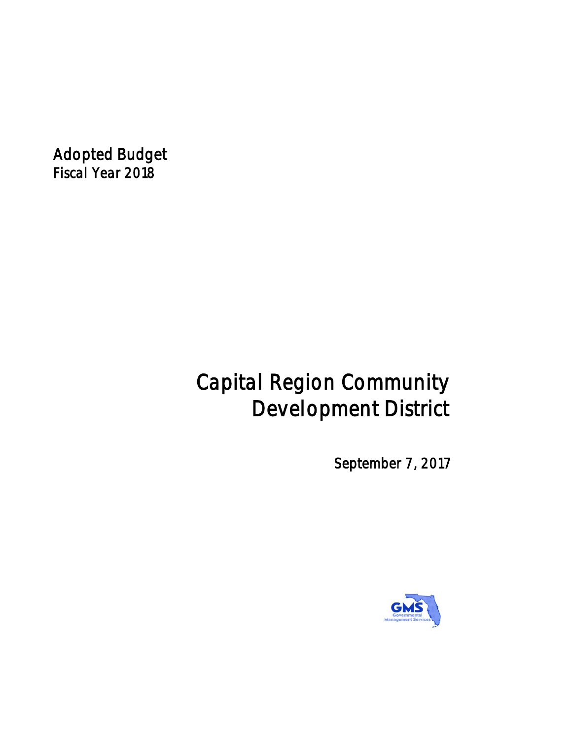Adopted Budget
Fiscal Year 2018

# Capital Region Community Development District

September 7, 2017

GMS
Governmental
Management Services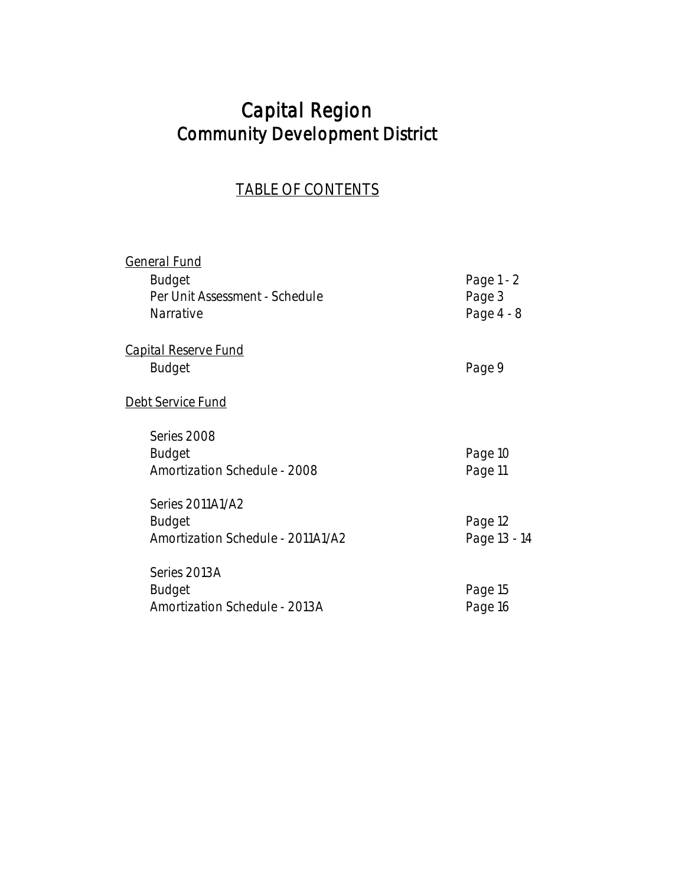# Capital Region
## Community Development District

### TABLE OF CONTENTS

| | |
|---|---|
| General Fund | |
| Budget | Page 1 - 2 |
| Per Unit Assessment - Schedule | Page 3 |
| Narrative | Page 4 - 8 |
| | |
| Capital Reserve Fund | |
| Budget | Page 9 |
| | |
| Debt Service Fund | |
| | |
| Series 2008 | |
| Budget | Page 10 |
| Amortization Schedule - 2008 | Page 11 |
| | |
| Series 2011A1/A2 | |
| Budget | Page 12 |
| Amortization Schedule - 2011A1/A2 | Page 13 - 14 |
| | |
| Series 2013A | |
| Budget | Page 15 |
| Amortization Schedule - 2013A | Page 16 |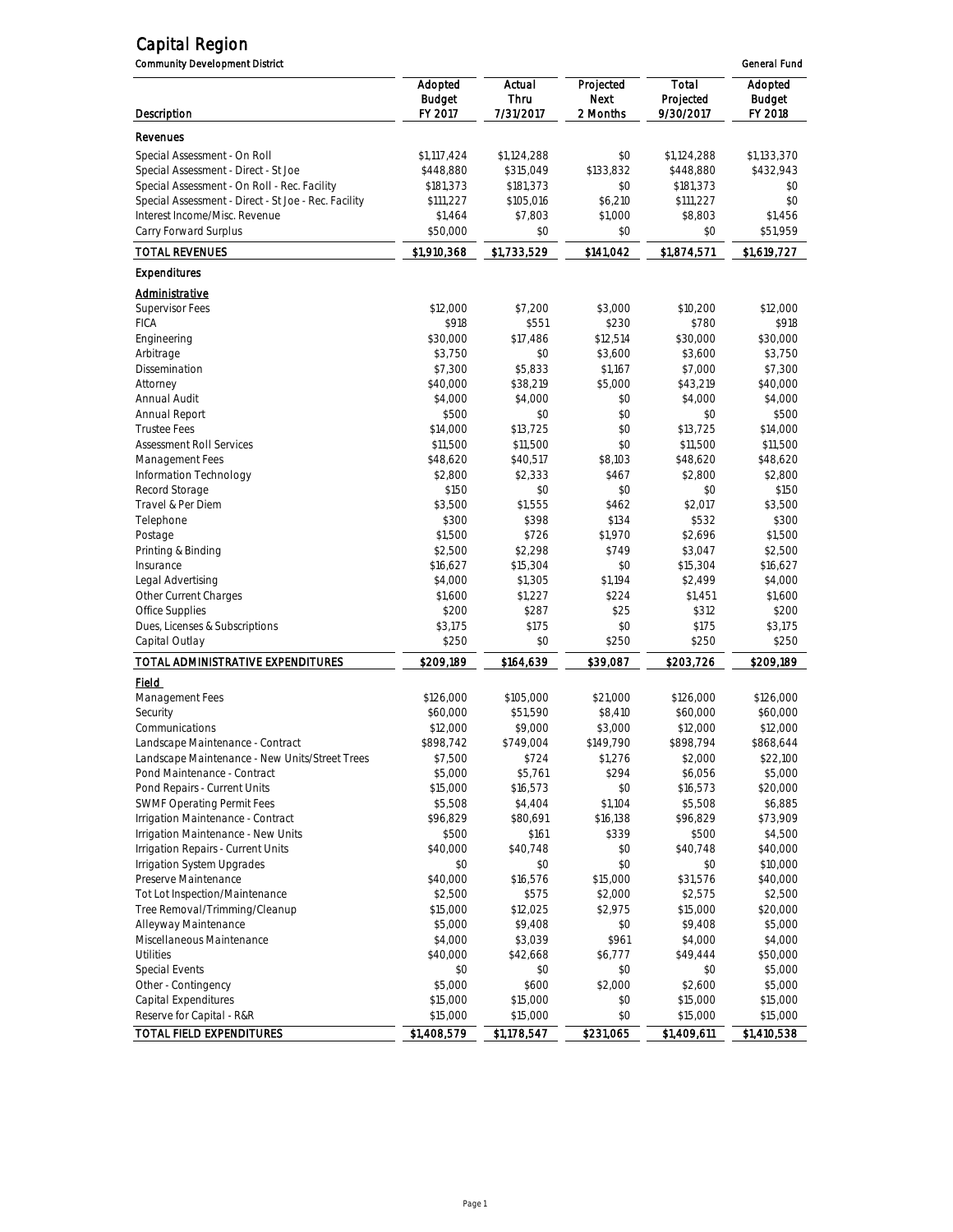# Capital Region

Community Development District — General Fund

| Description | Adopted Budget FY 2017 | Actual Thru 7/31/2017 | Projected Next 2 Months | Total Projected 9/30/2017 | Adopted Budget FY 2018 |
|---|---|---|---|---|---|
| **Revenues** | | | | | |
| Special Assessment - On Roll | $1,117,424 | $1,124,288 | $0 | $1,124,288 | $1,133,370 |
| Special Assessment - Direct - St Joe | $448,880 | $315,049 | $133,832 | $448,880 | $432,943 |
| Special Assessment - On Roll - Rec. Facility | $181,373 | $181,373 | $0 | $181,373 | $0 |
| Special Assessment - Direct - St Joe - Rec. Facility | $111,227 | $105,016 | $6,210 | $111,227 | $0 |
| Interest Income/Misc. Revenue | $1,464 | $7,803 | $1,000 | $8,803 | $1,456 |
| Carry Forward Surplus | $50,000 | $0 | $0 | $0 | $51,959 |
| TOTAL REVENUES | $1,910,368 | $1,733,529 | $141,042 | $1,874,571 | $1,619,727 |
| **Expenditures** | | | | | |
| ***Administrative*** | | | | | |
| Supervisor Fees | $12,000 | $7,200 | $3,000 | $10,200 | $12,000 |
| FICA | $918 | $551 | $230 | $780 | $918 |
| Engineering | $30,000 | $17,486 | $12,514 | $30,000 | $30,000 |
| Arbitrage | $3,750 | $0 | $3,600 | $3,600 | $3,750 |
| Dissemination | $7,300 | $5,833 | $1,167 | $7,000 | $7,300 |
| Attorney | $40,000 | $38,219 | $5,000 | $43,219 | $40,000 |
| Annual Audit | $4,000 | $4,000 | $0 | $4,000 | $4,000 |
| Annual Report | $500 | $0 | $0 | $0 | $500 |
| Trustee Fees | $14,000 | $13,725 | $0 | $13,725 | $14,000 |
| Assessment Roll Services | $11,500 | $11,500 | $0 | $11,500 | $11,500 |
| Management Fees | $48,620 | $40,517 | $8,103 | $48,620 | $48,620 |
| Information Technology | $2,800 | $2,333 | $467 | $2,800 | $2,800 |
| Record Storage | $150 | $0 | $0 | $0 | $150 |
| Travel & Per Diem | $3,500 | $1,555 | $462 | $2,017 | $3,500 |
| Telephone | $300 | $398 | $134 | $532 | $300 |
| Postage | $1,500 | $726 | $1,970 | $2,696 | $1,500 |
| Printing & Binding | $2,500 | $2,298 | $749 | $3,047 | $2,500 |
| Insurance | $16,627 | $15,304 | $0 | $15,304 | $16,627 |
| Legal Advertising | $4,000 | $1,305 | $1,194 | $2,499 | $4,000 |
| Other Current Charges | $1,600 | $1,227 | $224 | $1,451 | $1,600 |
| Office Supplies | $200 | $287 | $25 | $312 | $200 |
| Dues, Licenses & Subscriptions | $3,175 | $175 | $0 | $175 | $3,175 |
| Capital Outlay | $250 | $0 | $250 | $250 | $250 |
| TOTAL ADMINISTRATIVE EXPENDITURES | $209,189 | $164,639 | $39,087 | $203,726 | $209,189 |
| ***Field*** | | | | | |
| Management Fees | $126,000 | $105,000 | $21,000 | $126,000 | $126,000 |
| Security | $60,000 | $51,590 | $8,410 | $60,000 | $60,000 |
| Communications | $12,000 | $9,000 | $3,000 | $12,000 | $12,000 |
| Landscape Maintenance - Contract | $898,742 | $749,004 | $149,790 | $898,794 | $868,644 |
| Landscape Maintenance - New Units/Street Trees | $7,500 | $724 | $1,276 | $2,000 | $22,100 |
| Pond Maintenance - Contract | $5,000 | $5,761 | $294 | $6,056 | $5,000 |
| Pond Repairs - Current Units | $15,000 | $16,573 | $0 | $16,573 | $20,000 |
| SWMF Operating Permit Fees | $5,508 | $4,404 | $1,104 | $5,508 | $6,885 |
| Irrigation Maintenance - Contract | $96,829 | $80,691 | $16,138 | $96,829 | $73,909 |
| Irrigation Maintenance - New Units | $500 | $161 | $339 | $500 | $4,500 |
| Irrigation Repairs - Current Units | $40,000 | $40,748 | $0 | $40,748 | $40,000 |
| Irrigation System Upgrades | $0 | $0 | $0 | $0 | $10,000 |
| Preserve Maintenance | $40,000 | $16,576 | $15,000 | $31,576 | $40,000 |
| Tot Lot Inspection/Maintenance | $2,500 | $575 | $2,000 | $2,575 | $2,500 |
| Tree Removal/Trimming/Cleanup | $15,000 | $12,025 | $2,975 | $15,000 | $20,000 |
| Alleyway Maintenance | $5,000 | $9,408 | $0 | $9,408 | $5,000 |
| Miscellaneous Maintenance | $4,000 | $3,039 | $961 | $4,000 | $4,000 |
| Utilities | $40,000 | $42,668 | $6,777 | $49,444 | $50,000 |
| Special Events | $0 | $0 | $0 | $0 | $5,000 |
| Other - Contingency | $5,000 | $600 | $2,000 | $2,600 | $5,000 |
| Capital Expenditures | $15,000 | $15,000 | $0 | $15,000 | $15,000 |
| Reserve for Capital - R&R | $15,000 | $15,000 | $0 | $15,000 | $15,000 |
| TOTAL FIELD EXPENDITURES | $1,408,579 | $1,178,547 | $231,065 | $1,409,611 | $1,410,538 |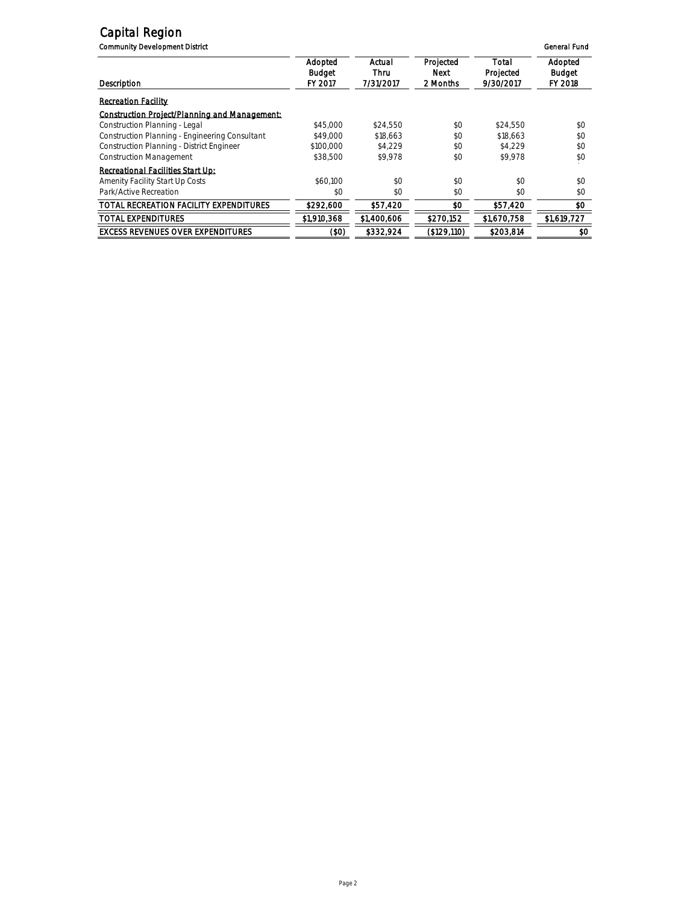# Capital Region

Community Development District

General Fund

| Description | Adopted Budget FY 2017 | Actual Thru 7/31/2017 | Projected Next 2 Months | Total Projected 9/30/2017 | Adopted Budget FY 2018 |
|---|---|---|---|---|---|
| **Recreation Facility** | | | | | |
| **Construction Project/Planning and Management:** | | | | | |
| Construction Planning - Legal | $45,000 | $24,550 | $0 | $24,550 | $0 |
| Construction Planning - Engineering Consultant | $49,000 | $18,663 | $0 | $18,663 | $0 |
| Construction Planning - District Engineer | $100,000 | $4,229 | $0 | $4,229 | $0 |
| Construction Management | $38,500 | $9,978 | $0 | $9,978 | $0 |
| **Recreational Facilities Start Up:** | | | | | |
| Amenity Facility Start Up Costs | $60,100 | $0 | $0 | $0 | $0 |
| Park/Active Recreation | $0 | $0 | $0 | $0 | $0 |
| TOTAL RECREATION FACILITY EXPENDITURES | $292,600 | $57,420 | $0 | $57,420 | $0 |
| TOTAL EXPENDITURES | $1,910,368 | $1,400,606 | $270,152 | $1,670,758 | $1,619,727 |
| EXCESS REVENUES OVER EXPENDITURES | ($0) | $332,924 | ($129,110) | $203,814 | $0 |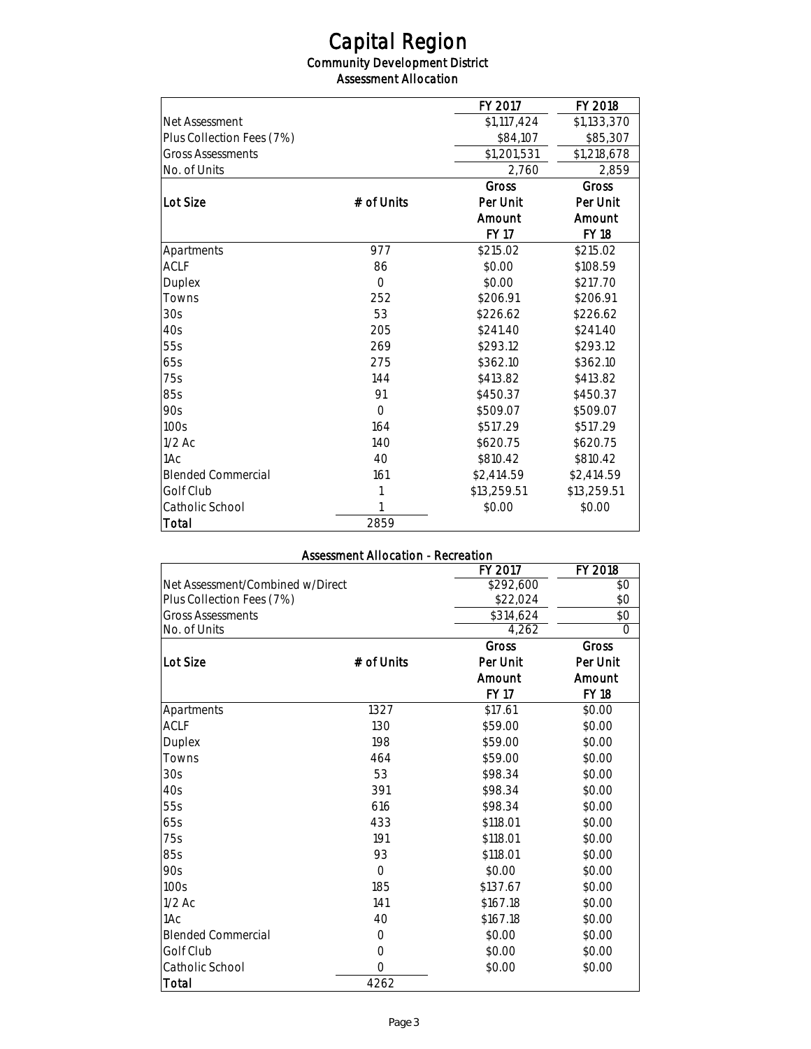# Capital Region

## Community Development District

### Assessment Allocation

| | | FY 2017 | FY 2018 |
|---|---|---|---|
| Net Assessment | | $1,117,424 | $1,133,370 |
| Plus Collection Fees (7%) | | $84,107 | $85,307 |
| Gross Assessments | | $1,201,531 | $1,218,678 |
| No. of Units | | 2,760 | 2,859 |
| **Lot Size** | **# of Units** | **Gross Per Unit Amount FY 17** | **Gross Per Unit Amount FY 18** |
| Apartments | 977 | $215.02 | $215.02 |
| ACLF | 86 | $0.00 | $108.59 |
| Duplex | 0 | $0.00 | $217.70 |
| Towns | 252 | $206.91 | $206.91 |
| 30s | 53 | $226.62 | $226.62 |
| 40s | 205 | $241.40 | $241.40 |
| 55s | 269 | $293.12 | $293.12 |
| 65s | 275 | $362.10 | $362.10 |
| 75s | 144 | $413.82 | $413.82 |
| 85s | 91 | $450.37 | $450.37 |
| 90s | 0 | $509.07 | $509.07 |
| 100s | 164 | $517.29 | $517.29 |
| 1/2 Ac | 140 | $620.75 | $620.75 |
| 1Ac | 40 | $810.42 | $810.42 |
| Blended Commercial | 161 | $2,414.59 | $2,414.59 |
| Golf Club | 1 | $13,259.51 | $13,259.51 |
| Catholic School | 1 | $0.00 | $0.00 |
| **Total** | 2859 | | |

### Assessment Allocation - Recreation

| | | FY 2017 | FY 2018 |
|---|---|---|---|
| Net Assessment/Combined w/Direct | | $292,600 | $0 |
| Plus Collection Fees (7%) | | $22,024 | $0 |
| Gross Assessments | | $314,624 | $0 |
| No. of Units | | 4,262 | 0 |
| **Lot Size** | **# of Units** | **Gross Per Unit Amount FY 17** | **Gross Per Unit Amount FY 18** |
| Apartments | 1327 | $17.61 | $0.00 |
| ACLF | 130 | $59.00 | $0.00 |
| Duplex | 198 | $59.00 | $0.00 |
| Towns | 464 | $59.00 | $0.00 |
| 30s | 53 | $98.34 | $0.00 |
| 40s | 391 | $98.34 | $0.00 |
| 55s | 616 | $98.34 | $0.00 |
| 65s | 433 | $118.01 | $0.00 |
| 75s | 191 | $118.01 | $0.00 |
| 85s | 93 | $118.01 | $0.00 |
| 90s | 0 | $0.00 | $0.00 |
| 100s | 185 | $137.67 | $0.00 |
| 1/2 Ac | 141 | $167.18 | $0.00 |
| 1Ac | 40 | $167.18 | $0.00 |
| Blended Commercial | 0 | $0.00 | $0.00 |
| Golf Club | 0 | $0.00 | $0.00 |
| Catholic School | 0 | $0.00 | $0.00 |
| **Total** | 4262 | | |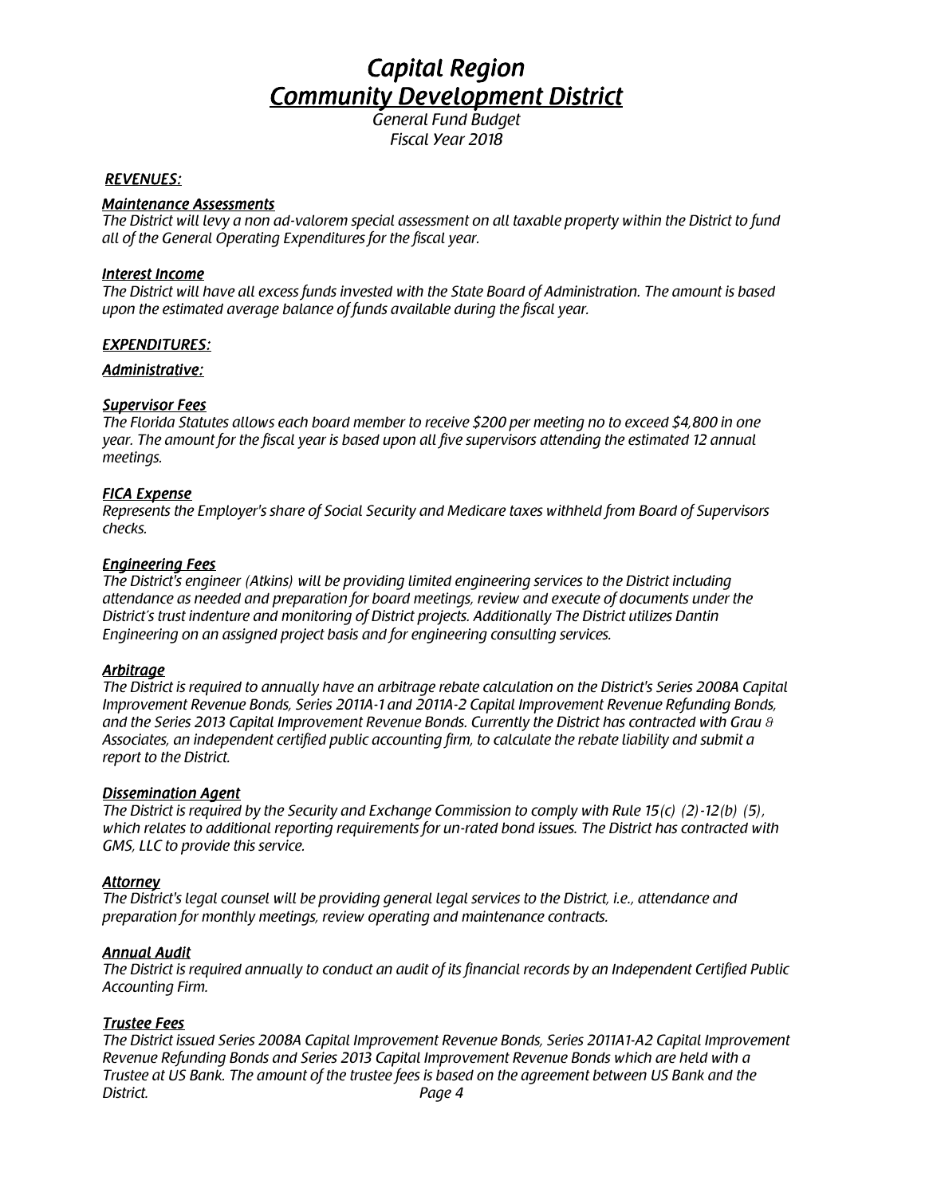# *Capital Region*
# *Community Development District*

*General Fund Budget*
*Fiscal Year 2018*

***REVENUES:***

***Maintenance Assessments***
*The District will levy a non ad-valorem special assessment on all taxable property within the District to fund all of the General Operating Expenditures for the fiscal year.*

***Interest Income***
*The District will have all excess funds invested with the State Board of Administration. The amount is based upon the estimated average balance of funds available during the fiscal year.*

***EXPENDITURES:***

***Administrative:***

***Supervisor Fees***
*The Florida Statutes allows each board member to receive $200 per meeting no to exceed $4,800 in one year. The amount for the fiscal year is based upon all five supervisors attending the estimated 12 annual meetings.*

***FICA Expense***
*Represents the Employer's share of Social Security and Medicare taxes withheld from Board of Supervisors checks.*

***Engineering Fees***
*The District's engineer (Atkins) will be providing limited engineering services to the District including attendance as needed and preparation for board meetings, review and execute of documents under the District's trust indenture and monitoring of District projects. Additionally The District utilizes Dantin Engineering on an assigned project basis and for engineering consulting services.*

***Arbitrage***
*The District is required to annually have an arbitrage rebate calculation on the District's Series 2008A Capital Improvement Revenue Bonds, Series 2011A-1 and 2011A-2 Capital Improvement Revenue Refunding Bonds, and the Series 2013 Capital Improvement Revenue Bonds. Currently the District has contracted with Grau & Associates, an independent certified public accounting firm, to calculate the rebate liability and submit a report to the District.*

***Dissemination Agent***
*The District is required by the Security and Exchange Commission to comply with Rule 15(c) (2)-12(b) (5), which relates to additional reporting requirements for un-rated bond issues. The District has contracted with GMS, LLC to provide this service.*

***Attorney***
*The District's legal counsel will be providing general legal services to the District, i.e., attendance and preparation for monthly meetings, review operating and maintenance contracts.*

***Annual Audit***
*The District is required annually to conduct an audit of its financial records by an Independent Certified Public Accounting Firm.*

***Trustee Fees***
*The District issued Series 2008A Capital Improvement Revenue Bonds, Series 2011A1-A2 Capital Improvement Revenue Refunding Bonds and Series 2013 Capital Improvement Revenue Bonds which are held with a Trustee at US Bank. The amount of the trustee fees is based on the agreement between US Bank and the District.*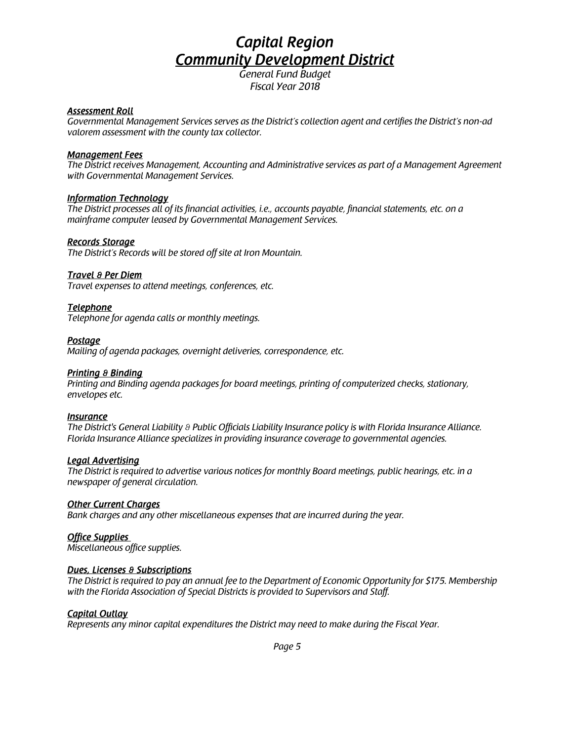# *Capital Region*
# *Community Development District*

*General Fund Budget*
*Fiscal Year 2018*

***Assessment Roll***
*Governmental Management Services serves as the District's collection agent and certifies the District's non-ad valorem assessment with the county tax collector.*

***Management Fees***
*The District receives Management, Accounting and Administrative services as part of a Management Agreement with Governmental Management Services.*

***Information Technology***
*The District processes all of its financial activities, i.e., accounts payable, financial statements, etc. on a mainframe computer leased by Governmental Management Services.*

***Records Storage***
*The District's Records will be stored off site at Iron Mountain.*

***Travel & Per Diem***
*Travel expenses to attend meetings, conferences, etc.*

***Telephone***
*Telephone for agenda calls or monthly meetings.*

***Postage***
*Mailing of agenda packages, overnight deliveries, correspondence, etc.*

***Printing & Binding***
*Printing and Binding agenda packages for board meetings, printing of computerized checks, stationary, envelopes etc.*

***Insurance***
*The District's General Liability & Public Officials Liability Insurance policy is with Florida Insurance Alliance. Florida Insurance Alliance specializes in providing insurance coverage to governmental agencies.*

***Legal Advertising***
*The District is required to advertise various notices for monthly Board meetings, public hearings, etc. in a newspaper of general circulation.*

***Other Current Charges***
*Bank charges and any other miscellaneous expenses that are incurred during the year.*

***Office Supplies***
*Miscellaneous office supplies.*

***Dues, Licenses & Subscriptions***
*The District is required to pay an annual fee to the Department of Economic Opportunity for $175. Membership with the Florida Association of Special Districts is provided to Supervisors and Staff.*

***Capital Outlay***
*Represents any minor capital expenditures the District may need to make during the Fiscal Year.*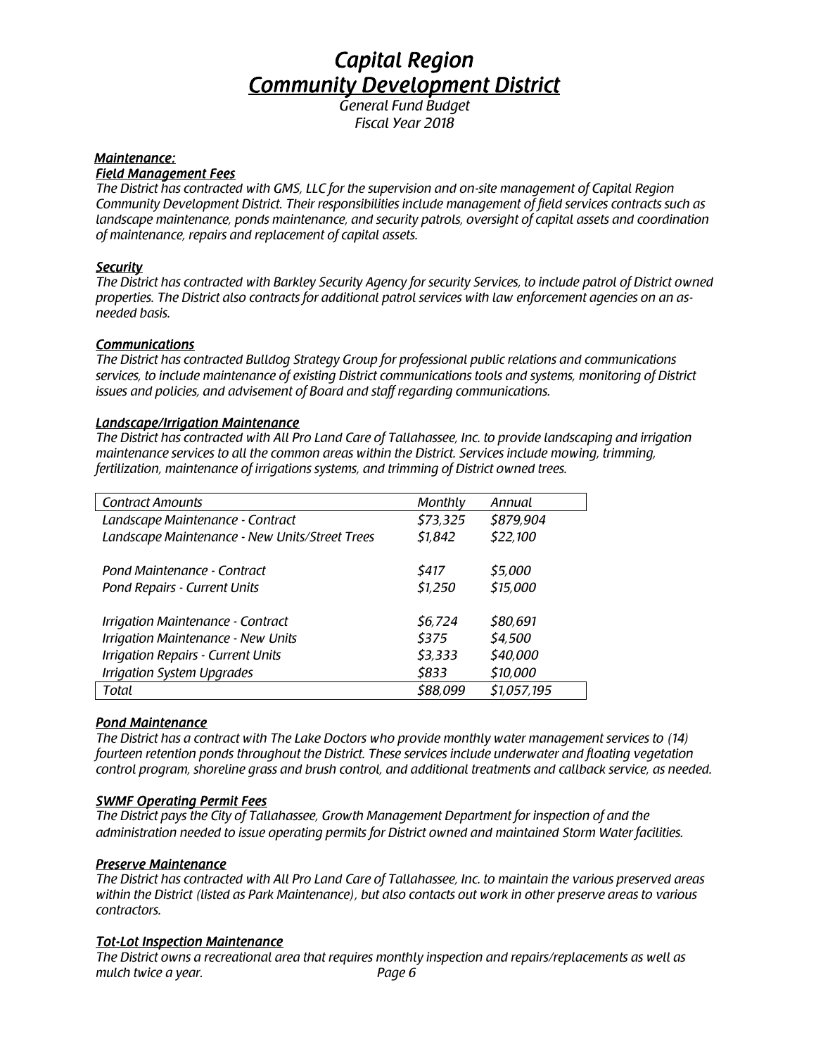# *Capital Region*
# *Community Development District*

*General Fund Budget*
*Fiscal Year 2018*

***Maintenance:***

***Field Management Fees***

*The District has contracted with GMS, LLC for the supervision and on-site management of Capital Region Community Development District. Their responsibilities include management of field services contracts such as landscape maintenance, ponds maintenance, and security patrols, oversight of capital assets and coordination of maintenance, repairs and replacement of capital assets.*

***Security***

*The District has contracted with Barkley Security Agency for security Services, to include patrol of District owned properties. The District also contracts for additional patrol services with law enforcement agencies on an as-needed basis.*

***Communications***

*The District has contracted Bulldog Strategy Group for professional public relations and communications services, to include maintenance of existing District communications tools and systems, monitoring of District issues and policies, and advisement of Board and staff regarding communications.*

***Landscape/Irrigation Maintenance***

*The District has contracted with All Pro Land Care of Tallahassee, Inc. to provide landscaping and irrigation maintenance services to all the common areas within the District. Services include mowing, trimming, fertilization, maintenance of irrigations systems, and trimming of District owned trees.*

| *Contract Amounts* | *Monthly* | *Annual* |
|---|---|---|
| *Landscape Maintenance - Contract* | *$73,325* | *$879,904* |
| *Landscape Maintenance - New Units/Street Trees* | *$1,842* | *$22,100* |
| | | |
| *Pond Maintenance - Contract* | *$417* | *$5,000* |
| *Pond Repairs - Current Units* | *$1,250* | *$15,000* |
| | | |
| *Irrigation Maintenance - Contract* | *$6,724* | *$80,691* |
| *Irrigation Maintenance - New Units* | *$375* | *$4,500* |
| *Irrigation Repairs - Current Units* | *$3,333* | *$40,000* |
| *Irrigation System Upgrades* | *$833* | *$10,000* |
| *Total* | *$88,099* | *$1,057,195* |

***Pond Maintenance***

*The District has a contract with The Lake Doctors who provide monthly water management services to (14) fourteen retention ponds throughout the District. These services include underwater and floating vegetation control program, shoreline grass and brush control, and additional treatments and callback service, as needed.*

***SWMF Operating Permit Fees***

*The District pays the City of Tallahassee, Growth Management Department for inspection of and the administration needed to issue operating permits for District owned and maintained Storm Water facilities.*

***Preserve Maintenance***

*The District has contracted with All Pro Land Care of Tallahassee, Inc. to maintain the various preserved areas within the District (listed as Park Maintenance), but also contacts out work in other preserve areas to various contractors.*

***Tot-Lot Inspection Maintenance***

*The District owns a recreational area that requires monthly inspection and repairs/replacements as well as mulch twice a year.*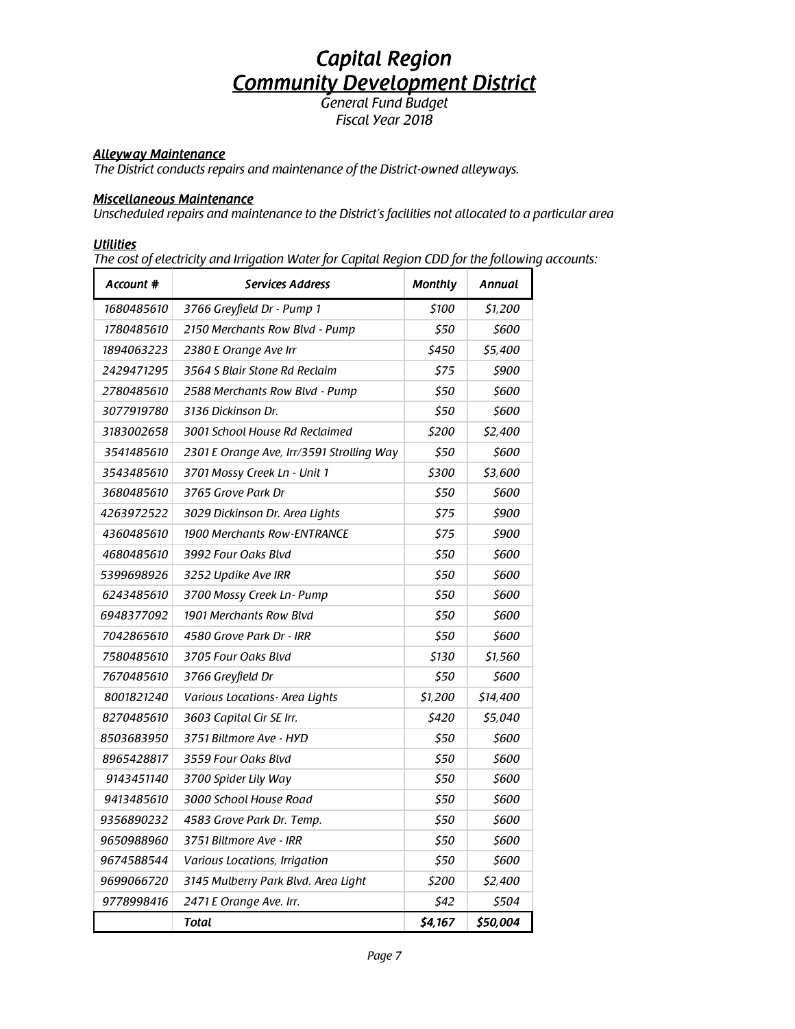# *Capital Region*
# *Community Development District*

*General Fund Budget*
*Fiscal Year 2018*

***Alleyway Maintenance***
*The District conducts repairs and maintenance of the District-owned alleyways.*

***Miscellaneous Maintenance***
*Unscheduled repairs and maintenance to the District's facilities not allocated to a particular area*

***Utilities***
*The cost of electricity and Irrigation Water for Capital Region CDD for the following accounts:*

| Account # | Services Address | Monthly | Annual |
|---|---|---|---|
| 1680485610 | 3766 Greyfield Dr - Pump 1 | $100 | $1,200 |
| 1780485610 | 2150 Merchants Row Blvd - Pump | $50 | $600 |
| 1894063223 | 2380 E Orange Ave Irr | $450 | $5,400 |
| 2429471295 | 3564 S Blair Stone Rd Reclaim | $75 | $900 |
| 2780485610 | 2588 Merchants Row Blvd - Pump | $50 | $600 |
| 3077919780 | 3136 Dickinson Dr. | $50 | $600 |
| 3183002658 | 3001 School House Rd Reclaimed | $200 | $2,400 |
| 3541485610 | 2301 E Orange Ave, Irr/3591 Strolling Way | $50 | $600 |
| 3543485610 | 3701 Mossy Creek Ln - Unit 1 | $300 | $3,600 |
| 3680485610 | 3765 Grove Park Dr | $50 | $600 |
| 4263972522 | 3029 Dickinson Dr. Area Lights | $75 | $900 |
| 4360485610 | 1900 Merchants Row-ENTRANCE | $75 | $900 |
| 4680485610 | 3992 Four Oaks Blvd | $50 | $600 |
| 5399698926 | 3252 Updike Ave IRR | $50 | $600 |
| 6243485610 | 3700 Mossy Creek Ln- Pump | $50 | $600 |
| 6948377092 | 1901 Merchants Row Blvd | $50 | $600 |
| 7042865610 | 4580 Grove Park Dr - IRR | $50 | $600 |
| 7580485610 | 3705 Four Oaks Blvd | $130 | $1,560 |
| 7670485610 | 3766 Greyfield Dr | $50 | $600 |
| 8001821240 | Various Locations- Area Lights | $1,200 | $14,400 |
| 8270485610 | 3603 Capital Cir SE Irr. | $420 | $5,040 |
| 8503683950 | 3751 Biltmore Ave - HYD | $50 | $600 |
| 8965428817 | 3559 Four Oaks Blvd | $50 | $600 |
| 9143451140 | 3700 Spider Lily Way | $50 | $600 |
| 9413485610 | 3000 School House Road | $50 | $600 |
| 9356890232 | 4583 Grove Park Dr. Temp. | $50 | $600 |
| 9650988960 | 3751 Biltmore Ave - IRR | $50 | $600 |
| 9674588544 | Various Locations, Irrigation | $50 | $600 |
| 9699066720 | 3145 Mulberry Park Blvd. Area Light | $200 | $2,400 |
| 9778998416 | 2471 E Orange Ave. Irr. | $42 | $504 |
| | **Total** | **$4,167** | **$50,004** |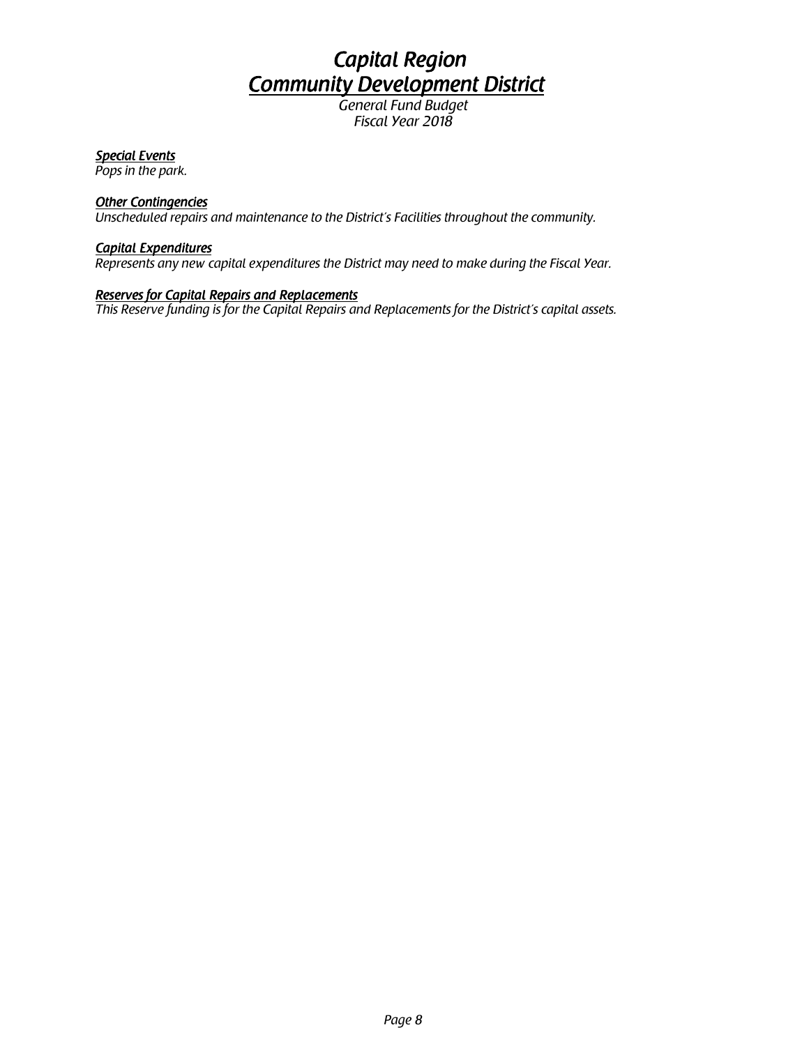# *Capital Region*
# *Community Development District*

*General Fund Budget*
*Fiscal Year 2018*

***Special Events***
*Pops in the park.*

***Other Contingencies***
*Unscheduled repairs and maintenance to the District's Facilities throughout the community.*

***Capital Expenditures***
*Represents any new capital expenditures the District may need to make during the Fiscal Year.*

***Reserves for Capital Repairs and Replacements***
*This Reserve funding is for the Capital Repairs and Replacements for the District's capital assets.*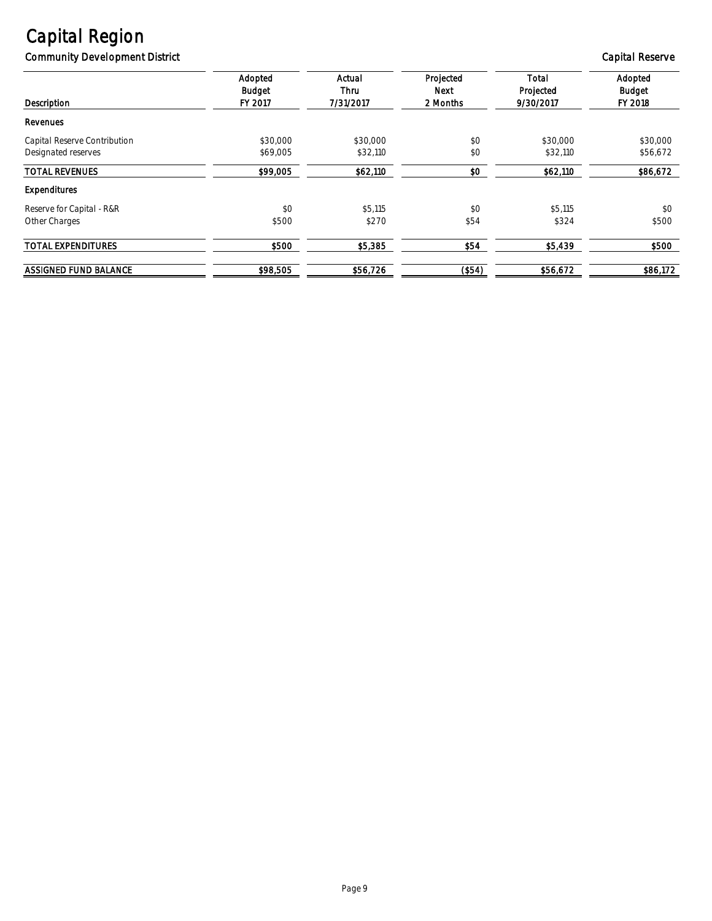# Capital Region

## Community Development District

Capital Reserve

| Description | Adopted Budget FY 2017 | Actual Thru 7/31/2017 | Projected Next 2 Months | Total Projected 9/30/2017 | Adopted Budget FY 2018 |
|---|---|---|---|---|---|
| **Revenues** | | | | | |
| Capital Reserve Contribution | $30,000 | $30,000 | $0 | $30,000 | $30,000 |
| Designated reserves | $69,005 | $32,110 | $0 | $32,110 | $56,672 |
| **TOTAL REVENUES** | **$99,005** | **$62,110** | **$0** | **$62,110** | **$86,672** |
| **Expenditures** | | | | | |
| Reserve for Capital - R&R | $0 | $5,115 | $0 | $5,115 | $0 |
| Other Charges | $500 | $270 | $54 | $324 | $500 |
| **TOTAL EXPENDITURES** | **$500** | **$5,385** | **$54** | **$5,439** | **$500** |
| **ASSIGNED FUND BALANCE** | **$98,505** | **$56,726** | **($54)** | **$56,672** | **$86,172** |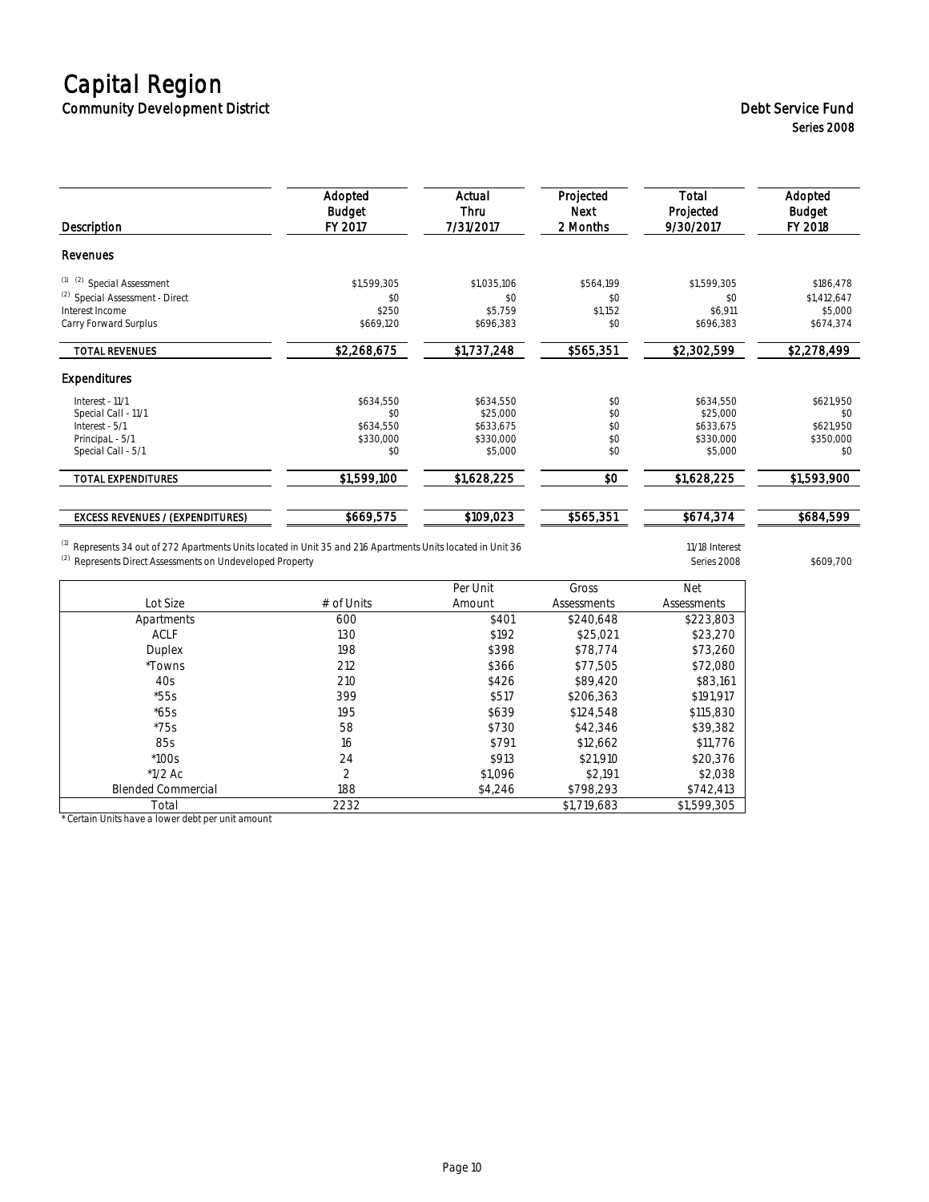# Capital Region

## Community Development District

## Debt Service Fund

### Series 2008

| Description | Adopted Budget FY 2017 | Actual Thru 7/31/2017 | Projected Next 2 Months | Total Projected 9/30/2017 | Adopted Budget FY 2018 |
|---|---|---|---|---|---|
| **Revenues** | | | | | |
| [1] [2] Special Assessment | $1,599,305 | $1,035,106 | $564,199 | $1,599,305 | $186,478 |
| [2] Special Assessment - Direct | $0 | $0 | $0 | $0 | $1,412,647 |
| Interest Income | $250 | $5,759 | $1,152 | $6,911 | $5,000 |
| Carry Forward Surplus | $669,120 | $696,383 | $0 | $696,383 | $674,374 |
| **TOTAL REVENUES** | **$2,268,675** | **$1,737,248** | **$565,351** | **$2,302,599** | **$2,278,499** |
| **Expenditures** | | | | | |
| Interest - 11/1 | $634,550 | $634,550 | $0 | $634,550 | $621,950 |
| Special Call - 11/1 | $0 | $25,000 | $0 | $25,000 | $0 |
| Interest - 5/1 | $634,550 | $633,675 | $0 | $633,675 | $621,950 |
| PrincipaL - 5/1 | $330,000 | $330,000 | $0 | $330,000 | $350,000 |
| Special Call - 5/1 | $0 | $5,000 | $0 | $5,000 | $0 |
| **TOTAL EXPENDITURES** | **$1,599,100** | **$1,628,225** | **$0** | **$1,628,225** | **$1,593,900** |
| **EXCESS REVENUES / (EXPENDITURES)** | **$669,575** | **$109,023** | **$565,351** | **$674,374** | **$684,599** |

[1] Represents 34 out of 272 Apartments Units located in Unit 35 and 216 Apartments Units located in Unit 36

[2] Represents Direct Assessments on Undeveloped Property

11/18 Interest Series 2008: $609,700

| Lot Size | # of Units | Per Unit Amount | Gross Assessments | Net Assessments |
|---|---|---|---|---|
| Apartments | 600 | $401 | $240,648 | $223,803 |
| ACLF | 130 | $192 | $25,021 | $23,270 |
| Duplex | 198 | $398 | $78,774 | $73,260 |
| *Towns | 212 | $366 | $77,505 | $72,080 |
| 40s | 210 | $426 | $89,420 | $83,161 |
| *55s | 399 | $517 | $206,363 | $191,917 |
| *65s | 195 | $639 | $124,548 | $115,830 |
| *75s | 58 | $730 | $42,346 | $39,382 |
| 85s | 16 | $791 | $12,662 | $11,776 |
| *100s | 24 | $913 | $21,910 | $20,376 |
| *1/2 Ac | 2 | $1,096 | $2,191 | $2,038 |
| Blended Commercial | 188 | $4,246 | $798,293 | $742,413 |
| Total | 2232 | | $1,719,683 | $1,599,305 |

* Certain Units have a lower debt per unit amount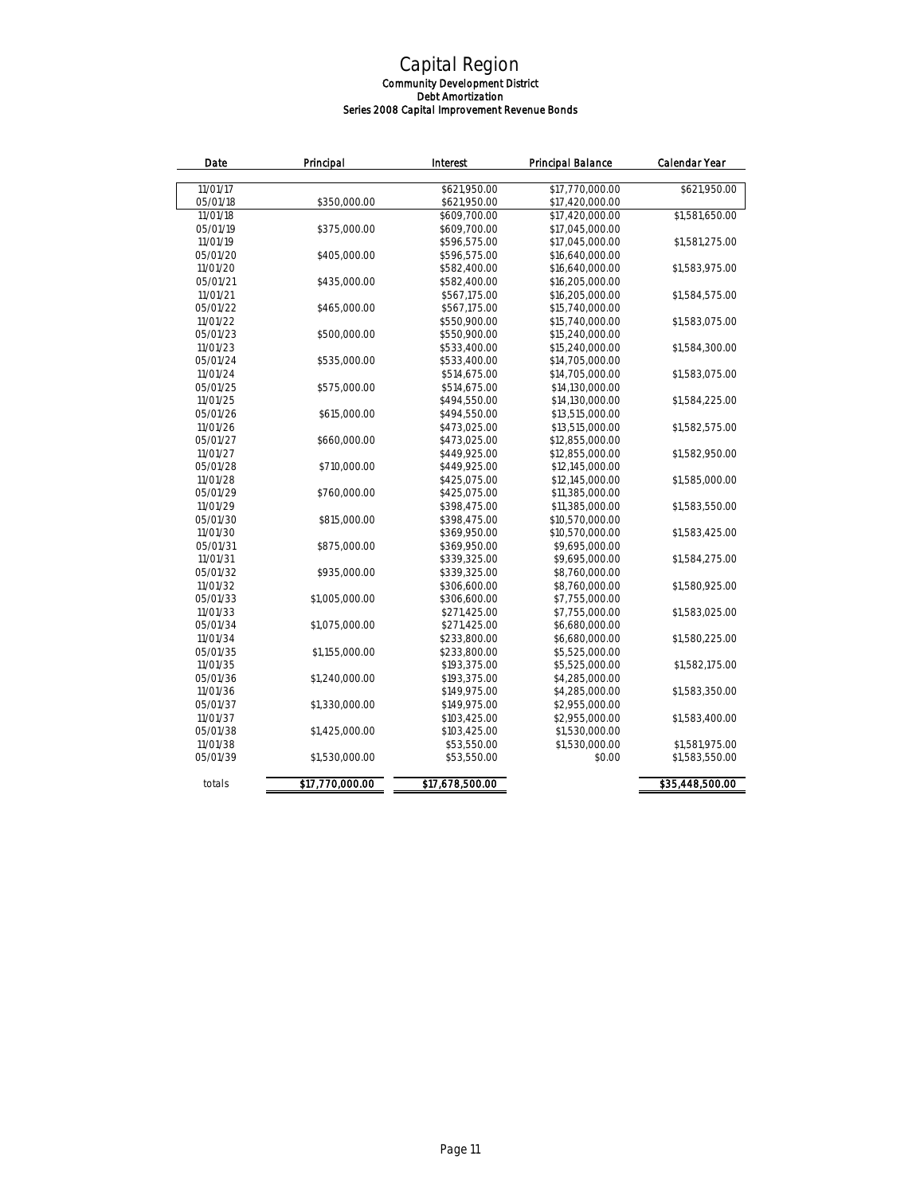# Capital Region

### Community Development District
### Debt Amortization
### Series 2008 Capital Improvement Revenue Bonds

| Date | Principal | Interest | Principal Balance | Calendar Year |
|---|---|---|---|---|
| 11/01/17 | | $621,950.00 | $17,770,000.00 | $621,950.00 |
| 05/01/18 | $350,000.00 | $621,950.00 | $17,420,000.00 | |
| 11/01/18 | | $609,700.00 | $17,420,000.00 | $1,581,650.00 |
| 05/01/19 | $375,000.00 | $609,700.00 | $17,045,000.00 | |
| 11/01/19 | | $596,575.00 | $17,045,000.00 | $1,581,275.00 |
| 05/01/20 | $405,000.00 | $596,575.00 | $16,640,000.00 | |
| 11/01/20 | | $582,400.00 | $16,640,000.00 | $1,583,975.00 |
| 05/01/21 | $435,000.00 | $582,400.00 | $16,205,000.00 | |
| 11/01/21 | | $567,175.00 | $16,205,000.00 | $1,584,575.00 |
| 05/01/22 | $465,000.00 | $567,175.00 | $15,740,000.00 | |
| 11/01/22 | | $550,900.00 | $15,740,000.00 | $1,583,075.00 |
| 05/01/23 | $500,000.00 | $550,900.00 | $15,240,000.00 | |
| 11/01/23 | | $533,400.00 | $15,240,000.00 | $1,584,300.00 |
| 05/01/24 | $535,000.00 | $533,400.00 | $14,705,000.00 | |
| 11/01/24 | | $514,675.00 | $14,705,000.00 | $1,583,075.00 |
| 05/01/25 | $575,000.00 | $514,675.00 | $14,130,000.00 | |
| 11/01/25 | | $494,550.00 | $14,130,000.00 | $1,584,225.00 |
| 05/01/26 | $615,000.00 | $494,550.00 | $13,515,000.00 | |
| 11/01/26 | | $473,025.00 | $13,515,000.00 | $1,582,575.00 |
| 05/01/27 | $660,000.00 | $473,025.00 | $12,855,000.00 | |
| 11/01/27 | | $449,925.00 | $12,855,000.00 | $1,582,950.00 |
| 05/01/28 | $710,000.00 | $449,925.00 | $12,145,000.00 | |
| 11/01/28 | | $425,075.00 | $12,145,000.00 | $1,585,000.00 |
| 05/01/29 | $760,000.00 | $425,075.00 | $11,385,000.00 | |
| 11/01/29 | | $398,475.00 | $11,385,000.00 | $1,583,550.00 |
| 05/01/30 | $815,000.00 | $398,475.00 | $10,570,000.00 | |
| 11/01/30 | | $369,950.00 | $10,570,000.00 | $1,583,425.00 |
| 05/01/31 | $875,000.00 | $369,950.00 | $9,695,000.00 | |
| 11/01/31 | | $339,325.00 | $9,695,000.00 | $1,584,275.00 |
| 05/01/32 | $935,000.00 | $339,325.00 | $8,760,000.00 | |
| 11/01/32 | | $306,600.00 | $8,760,000.00 | $1,580,925.00 |
| 05/01/33 | $1,005,000.00 | $306,600.00 | $7,755,000.00 | |
| 11/01/33 | | $271,425.00 | $7,755,000.00 | $1,583,025.00 |
| 05/01/34 | $1,075,000.00 | $271,425.00 | $6,680,000.00 | |
| 11/01/34 | | $233,800.00 | $6,680,000.00 | $1,580,225.00 |
| 05/01/35 | $1,155,000.00 | $233,800.00 | $5,525,000.00 | |
| 11/01/35 | | $193,375.00 | $5,525,000.00 | $1,582,175.00 |
| 05/01/36 | $1,240,000.00 | $193,375.00 | $4,285,000.00 | |
| 11/01/36 | | $149,975.00 | $4,285,000.00 | $1,583,350.00 |
| 05/01/37 | $1,330,000.00 | $149,975.00 | $2,955,000.00 | |
| 11/01/37 | | $103,425.00 | $2,955,000.00 | $1,583,400.00 |
| 05/01/38 | $1,425,000.00 | $103,425.00 | $1,530,000.00 | |
| 11/01/38 | | $53,550.00 | $1,530,000.00 | $1,581,975.00 |
| 05/01/39 | $1,530,000.00 | $53,550.00 | $0.00 | $1,583,550.00 |
| totals | $17,770,000.00 | $17,678,500.00 | | $35,448,500.00 |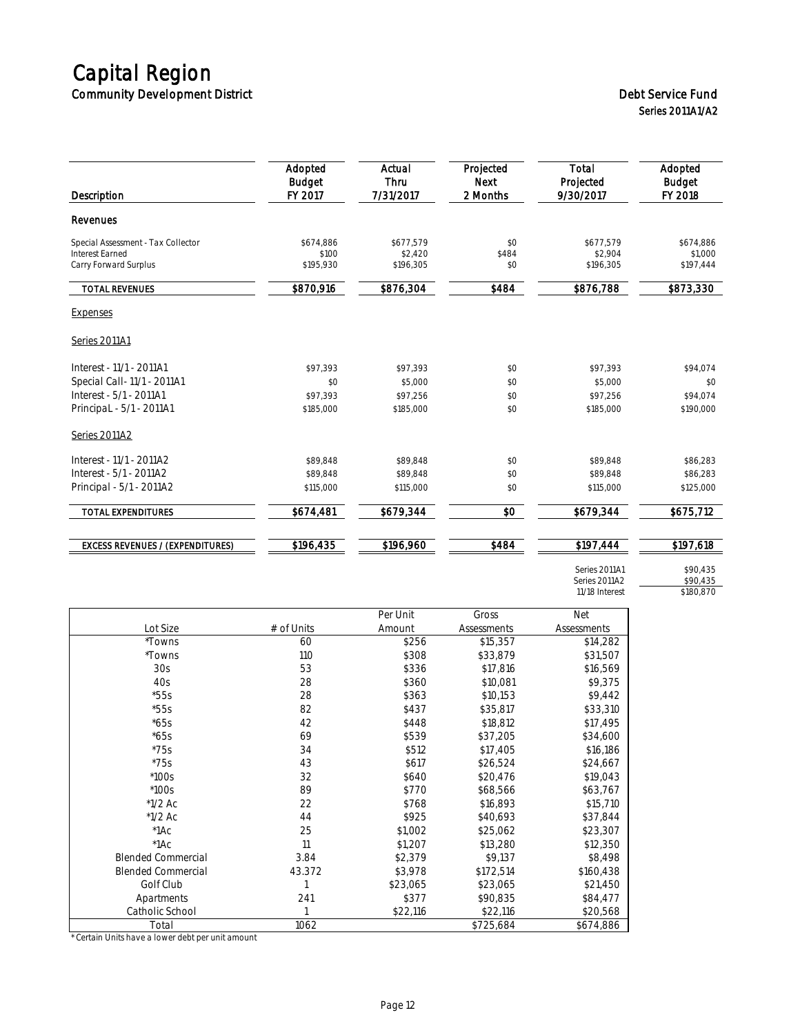# Capital Region

## Community Development District

### Debt Service Fund

### Series 2011A1/A2

| Description | Adopted Budget FY 2017 | Actual Thru 7/31/2017 | Projected Next 2 Months | Total Projected 9/30/2017 | Adopted Budget FY 2018 |
|---|---|---|---|---|---|
| **Revenues** | | | | | |
| Special Assessment - Tax Collector | $674,886 | $677,579 | $0 | $677,579 | $674,886 |
| Interest Earned | $100 | $2,420 | $484 | $2,904 | $1,000 |
| Carry Forward Surplus | $195,930 | $196,305 | $0 | $196,305 | $197,444 |
| TOTAL REVENUES | $870,916 | $876,304 | $484 | $876,788 | $873,330 |
| Expenses | | | | | |
| Series 2011A1 | | | | | |
| Interest - 11/1 - 2011A1 | $97,393 | $97,393 | $0 | $97,393 | $94,074 |
| Special Call- 11/1 - 2011A1 | $0 | $5,000 | $0 | $5,000 | $0 |
| Interest - 5/1 - 2011A1 | $97,393 | $97,256 | $0 | $97,256 | $94,074 |
| PrincipaL - 5/1 - 2011A1 | $185,000 | $185,000 | $0 | $185,000 | $190,000 |
| Series 2011A2 | | | | | |
| Interest - 11/1 - 2011A2 | $89,848 | $89,848 | $0 | $89,848 | $86,283 |
| Interest - 5/1 - 2011A2 | $89,848 | $89,848 | $0 | $89,848 | $86,283 |
| Principal - 5/1 - 2011A2 | $115,000 | $115,000 | $0 | $115,000 | $125,000 |
| TOTAL EXPENDITURES | $674,481 | $679,344 | $0 | $679,344 | $675,712 |
| EXCESS REVENUES / (EXPENDITURES) | $196,435 | $196,960 | $484 | $197,444 | $197,618 |

| | |
|---|---|
| Series 2011A1 | $90,435 |
| Series 2011A2 | $90,435 |
| 11/18 Interest | $180,870 |

| Lot Size | # of Units | Per Unit Amount | Gross Assessments | Net Assessments |
|---|---|---|---|---|
| *Towns | 60 | $256 | $15,357 | $14,282 |
| *Towns | 110 | $308 | $33,879 | $31,507 |
| 30s | 53 | $336 | $17,816 | $16,569 |
| 40s | 28 | $360 | $10,081 | $9,375 |
| *55s | 28 | $363 | $10,153 | $9,442 |
| *55s | 82 | $437 | $35,817 | $33,310 |
| *65s | 42 | $448 | $18,812 | $17,495 |
| *65s | 69 | $539 | $37,205 | $34,600 |
| *75s | 34 | $512 | $17,405 | $16,186 |
| *75s | 43 | $617 | $26,524 | $24,667 |
| *100s | 32 | $640 | $20,476 | $19,043 |
| *100s | 89 | $770 | $68,566 | $63,767 |
| *1/2 Ac | 22 | $768 | $16,893 | $15,710 |
| *1/2 Ac | 44 | $925 | $40,693 | $37,844 |
| *1Ac | 25 | $1,002 | $25,062 | $23,307 |
| *1Ac | 11 | $1,207 | $13,280 | $12,350 |
| Blended Commercial | 3.84 | $2,379 | $9,137 | $8,498 |
| Blended Commercial | 43.372 | $3,978 | $172,514 | $160,438 |
| Golf Club | 1 | $23,065 | $23,065 | $21,450 |
| Apartments | 241 | $377 | $90,835 | $84,477 |
| Catholic School | 1 | $22,116 | $22,116 | $20,568 |
| Total | 1062 | | $725,684 | $674,886 |

* Certain Units have a lower debt per unit amount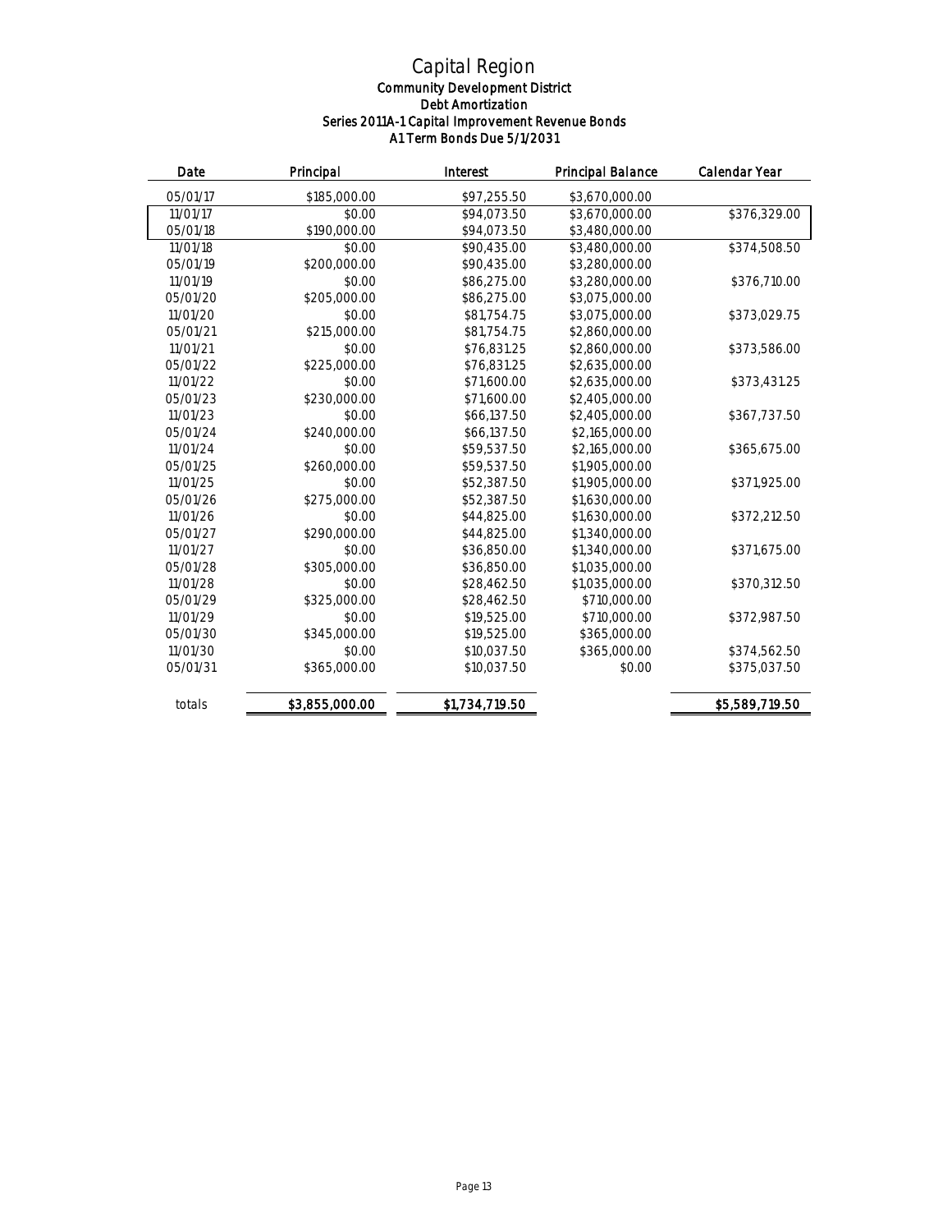# Capital Region

### Community Development District

### Debt Amortization

### Series 2011A-1 Capital Improvement Revenue Bonds

### A1 Term Bonds Due 5/1/2031

| Date | Principal | Interest | Principal Balance | Calendar Year |
|---|---|---|---|---|
| 05/01/17 | $185,000.00 | $97,255.50 | $3,670,000.00 | |
| 11/01/17 | $0.00 | $94,073.50 | $3,670,000.00 | $376,329.00 |
| 05/01/18 | $190,000.00 | $94,073.50 | $3,480,000.00 | |
| 11/01/18 | $0.00 | $90,435.00 | $3,480,000.00 | $374,508.50 |
| 05/01/19 | $200,000.00 | $90,435.00 | $3,280,000.00 | |
| 11/01/19 | $0.00 | $86,275.00 | $3,280,000.00 | $376,710.00 |
| 05/01/20 | $205,000.00 | $86,275.00 | $3,075,000.00 | |
| 11/01/20 | $0.00 | $81,754.75 | $3,075,000.00 | $373,029.75 |
| 05/01/21 | $215,000.00 | $81,754.75 | $2,860,000.00 | |
| 11/01/21 | $0.00 | $76,831.25 | $2,860,000.00 | $373,586.00 |
| 05/01/22 | $225,000.00 | $76,831.25 | $2,635,000.00 | |
| 11/01/22 | $0.00 | $71,600.00 | $2,635,000.00 | $373,431.25 |
| 05/01/23 | $230,000.00 | $71,600.00 | $2,405,000.00 | |
| 11/01/23 | $0.00 | $66,137.50 | $2,405,000.00 | $367,737.50 |
| 05/01/24 | $240,000.00 | $66,137.50 | $2,165,000.00 | |
| 11/01/24 | $0.00 | $59,537.50 | $2,165,000.00 | $365,675.00 |
| 05/01/25 | $260,000.00 | $59,537.50 | $1,905,000.00 | |
| 11/01/25 | $0.00 | $52,387.50 | $1,905,000.00 | $371,925.00 |
| 05/01/26 | $275,000.00 | $52,387.50 | $1,630,000.00 | |
| 11/01/26 | $0.00 | $44,825.00 | $1,630,000.00 | $372,212.50 |
| 05/01/27 | $290,000.00 | $44,825.00 | $1,340,000.00 | |
| 11/01/27 | $0.00 | $36,850.00 | $1,340,000.00 | $371,675.00 |
| 05/01/28 | $305,000.00 | $36,850.00 | $1,035,000.00 | |
| 11/01/28 | $0.00 | $28,462.50 | $1,035,000.00 | $370,312.50 |
| 05/01/29 | $325,000.00 | $28,462.50 | $710,000.00 | |
| 11/01/29 | $0.00 | $19,525.00 | $710,000.00 | $372,987.50 |
| 05/01/30 | $345,000.00 | $19,525.00 | $365,000.00 | |
| 11/01/30 | $0.00 | $10,037.50 | $365,000.00 | $374,562.50 |
| 05/01/31 | $365,000.00 | $10,037.50 | $0.00 | $375,037.50 |
| totals | $3,855,000.00 | $1,734,719.50 | | $5,589,719.50 |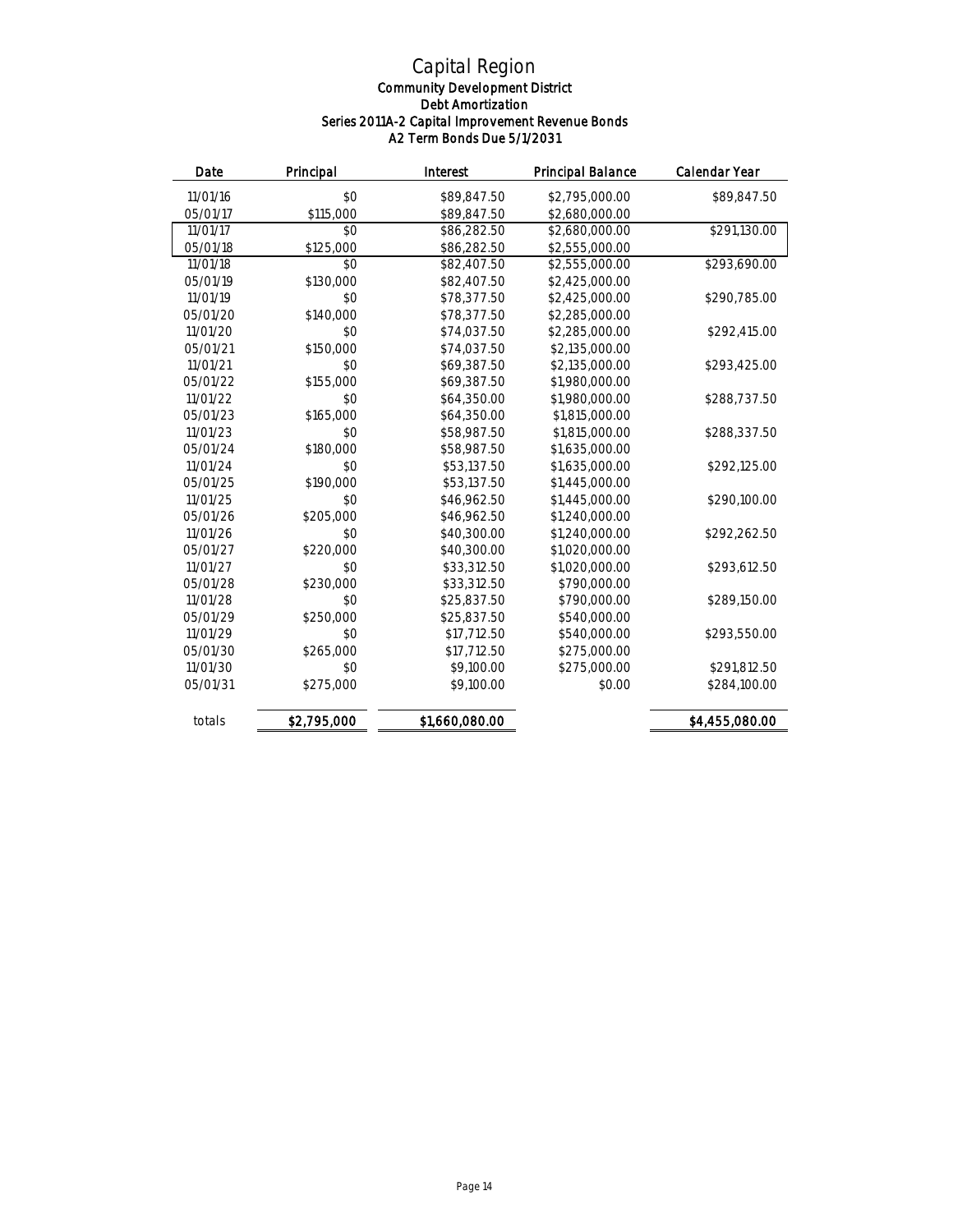# Capital Region

## Community Development District

### Debt Amortization

### Series 2011A-2 Capital Improvement Revenue Bonds

### A2 Term Bonds Due 5/1/2031

| Date | Principal | Interest | Principal Balance | Calendar Year |
|---|---|---|---|---|
| 11/01/16 | $0 | $89,847.50 | $2,795,000.00 | $89,847.50 |
| 05/01/17 | $115,000 | $89,847.50 | $2,680,000.00 | |
| 11/01/17 | $0 | $86,282.50 | $2,680,000.00 | $291,130.00 |
| 05/01/18 | $125,000 | $86,282.50 | $2,555,000.00 | |
| 11/01/18 | $0 | $82,407.50 | $2,555,000.00 | $293,690.00 |
| 05/01/19 | $130,000 | $82,407.50 | $2,425,000.00 | |
| 11/01/19 | $0 | $78,377.50 | $2,425,000.00 | $290,785.00 |
| 05/01/20 | $140,000 | $78,377.50 | $2,285,000.00 | |
| 11/01/20 | $0 | $74,037.50 | $2,285,000.00 | $292,415.00 |
| 05/01/21 | $150,000 | $74,037.50 | $2,135,000.00 | |
| 11/01/21 | $0 | $69,387.50 | $2,135,000.00 | $293,425.00 |
| 05/01/22 | $155,000 | $69,387.50 | $1,980,000.00 | |
| 11/01/22 | $0 | $64,350.00 | $1,980,000.00 | $288,737.50 |
| 05/01/23 | $165,000 | $64,350.00 | $1,815,000.00 | |
| 11/01/23 | $0 | $58,987.50 | $1,815,000.00 | $288,337.50 |
| 05/01/24 | $180,000 | $58,987.50 | $1,635,000.00 | |
| 11/01/24 | $0 | $53,137.50 | $1,635,000.00 | $292,125.00 |
| 05/01/25 | $190,000 | $53,137.50 | $1,445,000.00 | |
| 11/01/25 | $0 | $46,962.50 | $1,445,000.00 | $290,100.00 |
| 05/01/26 | $205,000 | $46,962.50 | $1,240,000.00 | |
| 11/01/26 | $0 | $40,300.00 | $1,240,000.00 | $292,262.50 |
| 05/01/27 | $220,000 | $40,300.00 | $1,020,000.00 | |
| 11/01/27 | $0 | $33,312.50 | $1,020,000.00 | $293,612.50 |
| 05/01/28 | $230,000 | $33,312.50 | $790,000.00 | |
| 11/01/28 | $0 | $25,837.50 | $790,000.00 | $289,150.00 |
| 05/01/29 | $250,000 | $25,837.50 | $540,000.00 | |
| 11/01/29 | $0 | $17,712.50 | $540,000.00 | $293,550.00 |
| 05/01/30 | $265,000 | $17,712.50 | $275,000.00 | |
| 11/01/30 | $0 | $9,100.00 | $275,000.00 | $291,812.50 |
| 05/01/31 | $275,000 | $9,100.00 | $0.00 | $284,100.00 |
| totals | $2,795,000 | $1,660,080.00 | | $4,455,080.00 |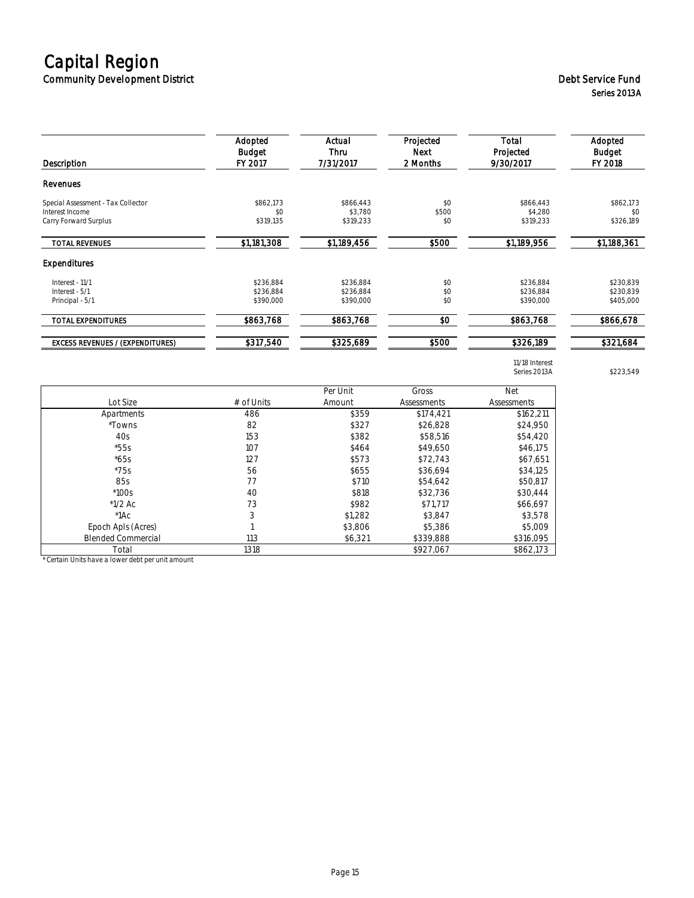# Capital Region

## Community Development District

**Debt Service Fund**
**Series 2013A**

| Description | Adopted Budget FY 2017 | Actual Thru 7/31/2017 | Projected Next 2 Months | Total Projected 9/30/2017 | Adopted Budget FY 2018 |
|---|---|---|---|---|---|
| **Revenues** | | | | | |
| Special Assessment - Tax Collector | $862,173 | $866,443 | $0 | $866,443 | $862,173 |
| Interest Income | $0 | $3,780 | $500 | $4,280 | $0 |
| Carry Forward Surplus | $319,135 | $319,233 | $0 | $319,233 | $326,189 |
| **TOTAL REVENUES** | **$1,181,308** | **$1,189,456** | **$500** | **$1,189,956** | **$1,188,361** |
| **Expenditures** | | | | | |
| Interest - 11/1 | $236,884 | $236,884 | $0 | $236,884 | $230,839 |
| Interest - 5/1 | $236,884 | $236,884 | $0 | $236,884 | $230,839 |
| Principal - 5/1 | $390,000 | $390,000 | $0 | $390,000 | $405,000 |
| **TOTAL EXPENDITURES** | **$863,768** | **$863,768** | **$0** | **$863,768** | **$866,678** |
| **EXCESS REVENUES / (EXPENDITURES)** | **$317,540** | **$325,689** | **$500** | **$326,189** | **$321,684** |

11/18 Interest Series 2013A: $223,549

| Lot Size | # of Units | Per Unit Amount | Gross Assessments | Net Assessments |
|---|---|---|---|---|
| Apartments | 486 | $359 | $174,421 | $162,211 |
| *Towns | 82 | $327 | $26,828 | $24,950 |
| 40s | 153 | $382 | $58,516 | $54,420 |
| *55s | 107 | $464 | $49,650 | $46,175 |
| *65s | 127 | $573 | $72,743 | $67,651 |
| *75s | 56 | $655 | $36,694 | $34,125 |
| 85s | 77 | $710 | $54,642 | $50,817 |
| *100s | 40 | $818 | $32,736 | $30,444 |
| *1/2 Ac | 73 | $982 | $71,717 | $66,697 |
| *1Ac | 3 | $1,282 | $3,847 | $3,578 |
| Epoch Apls (Acres) | 1 | $3,806 | $5,386 | $5,009 |
| Blended Commercial | 113 | $6,321 | $339,888 | $316,095 |
| Total | 1318 | | $927,067 | $862,173 |

* Certain Units have a lower debt per unit amount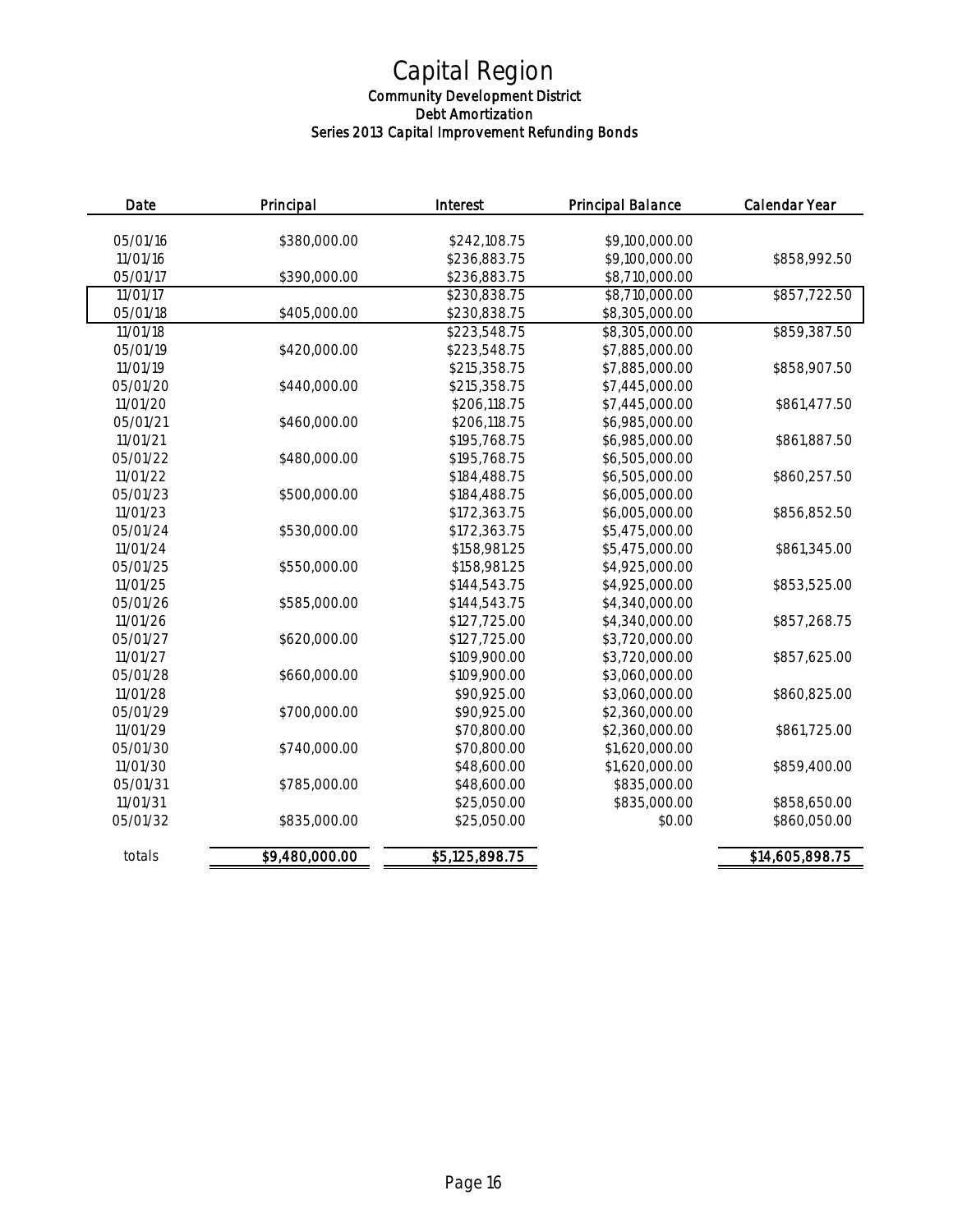# Capital Region

### Community Development District
### Debt Amortization
### Series 2013 Capital Improvement Refunding Bonds

| Date | Principal | Interest | Principal Balance | Calendar Year |
|---|---|---|---|---|
| 05/01/16 | $380,000.00 | $242,108.75 | $9,100,000.00 | |
| 11/01/16 | | $236,883.75 | $9,100,000.00 | $858,992.50 |
| 05/01/17 | $390,000.00 | $236,883.75 | $8,710,000.00 | |
| 11/01/17 | | $230,838.75 | $8,710,000.00 | $857,722.50 |
| 05/01/18 | $405,000.00 | $230,838.75 | $8,305,000.00 | |
| 11/01/18 | | $223,548.75 | $8,305,000.00 | $859,387.50 |
| 05/01/19 | $420,000.00 | $223,548.75 | $7,885,000.00 | |
| 11/01/19 | | $215,358.75 | $7,885,000.00 | $858,907.50 |
| 05/01/20 | $440,000.00 | $215,358.75 | $7,445,000.00 | |
| 11/01/20 | | $206,118.75 | $7,445,000.00 | $861,477.50 |
| 05/01/21 | $460,000.00 | $206,118.75 | $6,985,000.00 | |
| 11/01/21 | | $195,768.75 | $6,985,000.00 | $861,887.50 |
| 05/01/22 | $480,000.00 | $195,768.75 | $6,505,000.00 | |
| 11/01/22 | | $184,488.75 | $6,505,000.00 | $860,257.50 |
| 05/01/23 | $500,000.00 | $184,488.75 | $6,005,000.00 | |
| 11/01/23 | | $172,363.75 | $6,005,000.00 | $856,852.50 |
| 05/01/24 | $530,000.00 | $172,363.75 | $5,475,000.00 | |
| 11/01/24 | | $158,981.25 | $5,475,000.00 | $861,345.00 |
| 05/01/25 | $550,000.00 | $158,981.25 | $4,925,000.00 | |
| 11/01/25 | | $144,543.75 | $4,925,000.00 | $853,525.00 |
| 05/01/26 | $585,000.00 | $144,543.75 | $4,340,000.00 | |
| 11/01/26 | | $127,725.00 | $4,340,000.00 | $857,268.75 |
| 05/01/27 | $620,000.00 | $127,725.00 | $3,720,000.00 | |
| 11/01/27 | | $109,900.00 | $3,720,000.00 | $857,625.00 |
| 05/01/28 | $660,000.00 | $109,900.00 | $3,060,000.00 | |
| 11/01/28 | | $90,925.00 | $3,060,000.00 | $860,825.00 |
| 05/01/29 | $700,000.00 | $90,925.00 | $2,360,000.00 | |
| 11/01/29 | | $70,800.00 | $2,360,000.00 | $861,725.00 |
| 05/01/30 | $740,000.00 | $70,800.00 | $1,620,000.00 | |
| 11/01/30 | | $48,600.00 | $1,620,000.00 | $859,400.00 |
| 05/01/31 | $785,000.00 | $48,600.00 | $835,000.00 | |
| 11/01/31 | | $25,050.00 | $835,000.00 | $858,650.00 |
| 05/01/32 | $835,000.00 | $25,050.00 | $0.00 | $860,050.00 |
| totals | $9,480,000.00 | $5,125,898.75 | | $14,605,898.75 |